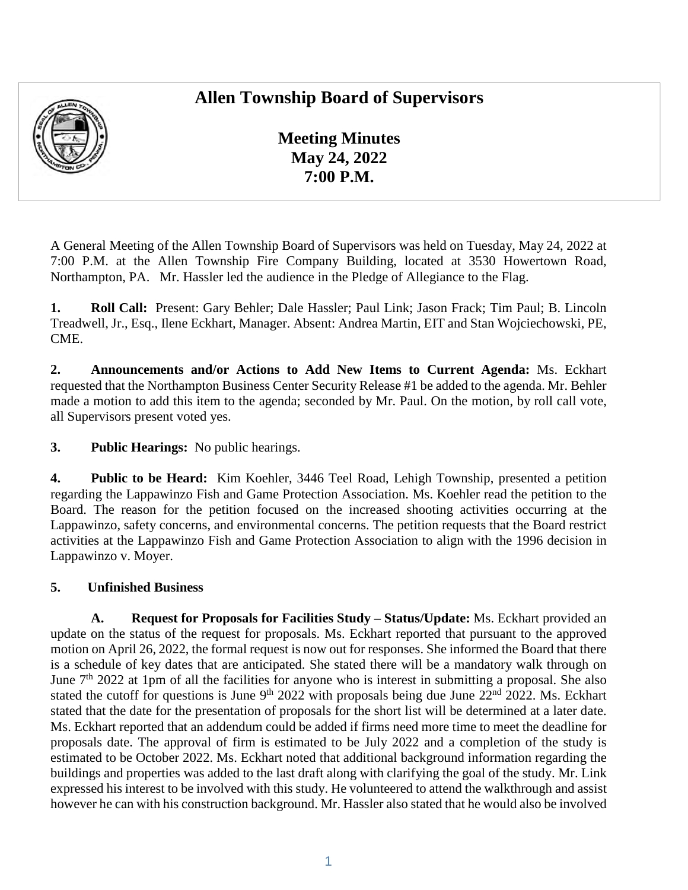# Allen Township Board of Supervisors

## Meeting Minutes
## May 24, 2022
## 7:00 P.M.

A General Meeting of the Allen Township Board of Supervisors was held on Tuesday, May 24, 2022 at 7:00 P.M. at the Allen Township Fire Company Building, located at 3530 Howertown Road, Northampton, PA. Mr. Hassler led the audience in the Pledge of Allegiance to the Flag.

**1. Roll Call:** Present: Gary Behler; Dale Hassler; Paul Link; Jason Frack; Tim Paul; B. Lincoln Treadwell, Jr., Esq., Ilene Eckhart, Manager. Absent: Andrea Martin, EIT and Stan Wojciechowski, PE, CME.

**2. Announcements and/or Actions to Add New Items to Current Agenda:** Ms. Eckhart requested that the Northampton Business Center Security Release #1 be added to the agenda. Mr. Behler made a motion to add this item to the agenda; seconded by Mr. Paul. On the motion, by roll call vote, all Supervisors present voted yes.

**3. Public Hearings:** No public hearings.

**4. Public to be Heard:** Kim Koehler, 3446 Teel Road, Lehigh Township, presented a petition regarding the Lappawinzo Fish and Game Protection Association. Ms. Koehler read the petition to the Board. The reason for the petition focused on the increased shooting activities occurring at the Lappawinzo, safety concerns, and environmental concerns. The petition requests that the Board restrict activities at the Lappawinzo Fish and Game Protection Association to align with the 1996 decision in Lappawinzo v. Moyer.

**5. Unfinished Business**

**A. Request for Proposals for Facilities Study – Status/Update:** Ms. Eckhart provided an update on the status of the request for proposals. Ms. Eckhart reported that pursuant to the approved motion on April 26, 2022, the formal request is now out for responses. She informed the Board that there is a schedule of key dates that are anticipated. She stated there will be a mandatory walk through on June 7th 2022 at 1pm of all the facilities for anyone who is interest in submitting a proposal. She also stated the cutoff for questions is June 9th 2022 with proposals being due June 22nd 2022. Ms. Eckhart stated that the date for the presentation of proposals for the short list will be determined at a later date. Ms. Eckhart reported that an addendum could be added if firms need more time to meet the deadline for proposals date. The approval of firm is estimated to be July 2022 and a completion of the study is estimated to be October 2022. Ms. Eckhart noted that additional background information regarding the buildings and properties was added to the last draft along with clarifying the goal of the study. Mr. Link expressed his interest to be involved with this study. He volunteered to attend the walkthrough and assist however he can with his construction background. Mr. Hassler also stated that he would also be involved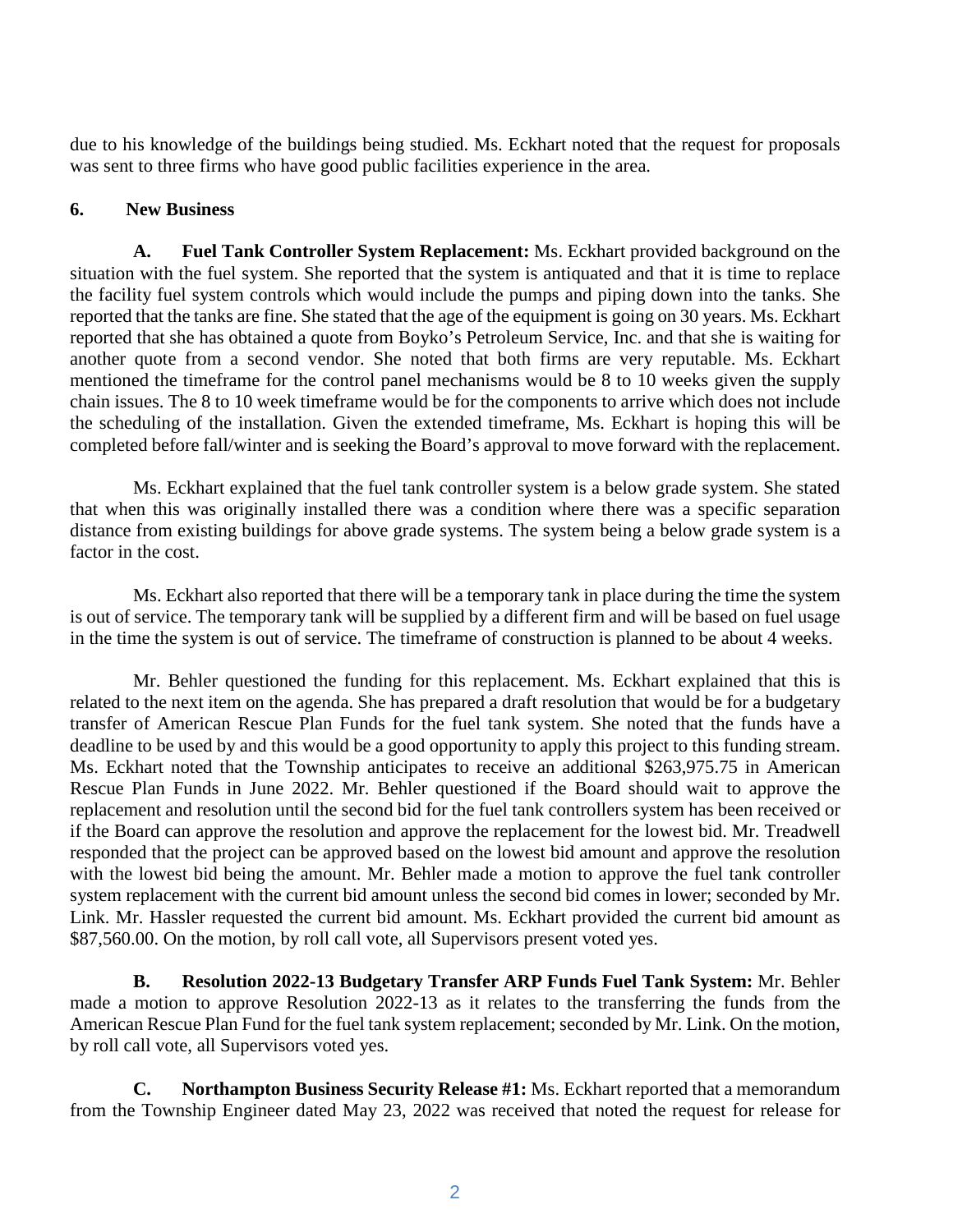due to his knowledge of the buildings being studied. Ms. Eckhart noted that the request for proposals was sent to three firms who have good public facilities experience in the area.

**6. New Business**

**A. Fuel Tank Controller System Replacement:** Ms. Eckhart provided background on the situation with the fuel system. She reported that the system is antiquated and that it is time to replace the facility fuel system controls which would include the pumps and piping down into the tanks. She reported that the tanks are fine. She stated that the age of the equipment is going on 30 years. Ms. Eckhart reported that she has obtained a quote from Boyko's Petroleum Service, Inc. and that she is waiting for another quote from a second vendor. She noted that both firms are very reputable. Ms. Eckhart mentioned the timeframe for the control panel mechanisms would be 8 to 10 weeks given the supply chain issues. The 8 to 10 week timeframe would be for the components to arrive which does not include the scheduling of the installation. Given the extended timeframe, Ms. Eckhart is hoping this will be completed before fall/winter and is seeking the Board's approval to move forward with the replacement.

Ms. Eckhart explained that the fuel tank controller system is a below grade system. She stated that when this was originally installed there was a condition where there was a specific separation distance from existing buildings for above grade systems. The system being a below grade system is a factor in the cost.

Ms. Eckhart also reported that there will be a temporary tank in place during the time the system is out of service. The temporary tank will be supplied by a different firm and will be based on fuel usage in the time the system is out of service. The timeframe of construction is planned to be about 4 weeks.

Mr. Behler questioned the funding for this replacement. Ms. Eckhart explained that this is related to the next item on the agenda. She has prepared a draft resolution that would be for a budgetary transfer of American Rescue Plan Funds for the fuel tank system. She noted that the funds have a deadline to be used by and this would be a good opportunity to apply this project to this funding stream. Ms. Eckhart noted that the Township anticipates to receive an additional $263,975.75 in American Rescue Plan Funds in June 2022. Mr. Behler questioned if the Board should wait to approve the replacement and resolution until the second bid for the fuel tank controllers system has been received or if the Board can approve the resolution and approve the replacement for the lowest bid. Mr. Treadwell responded that the project can be approved based on the lowest bid amount and approve the resolution with the lowest bid being the amount. Mr. Behler made a motion to approve the fuel tank controller system replacement with the current bid amount unless the second bid comes in lower; seconded by Mr. Link. Mr. Hassler requested the current bid amount. Ms. Eckhart provided the current bid amount as $87,560.00. On the motion, by roll call vote, all Supervisors present voted yes.

**B. Resolution 2022-13 Budgetary Transfer ARP Funds Fuel Tank System:** Mr. Behler made a motion to approve Resolution 2022-13 as it relates to the transferring the funds from the American Rescue Plan Fund for the fuel tank system replacement; seconded by Mr. Link. On the motion, by roll call vote, all Supervisors voted yes.

**C. Northampton Business Security Release #1:** Ms. Eckhart reported that a memorandum from the Township Engineer dated May 23, 2022 was received that noted the request for release for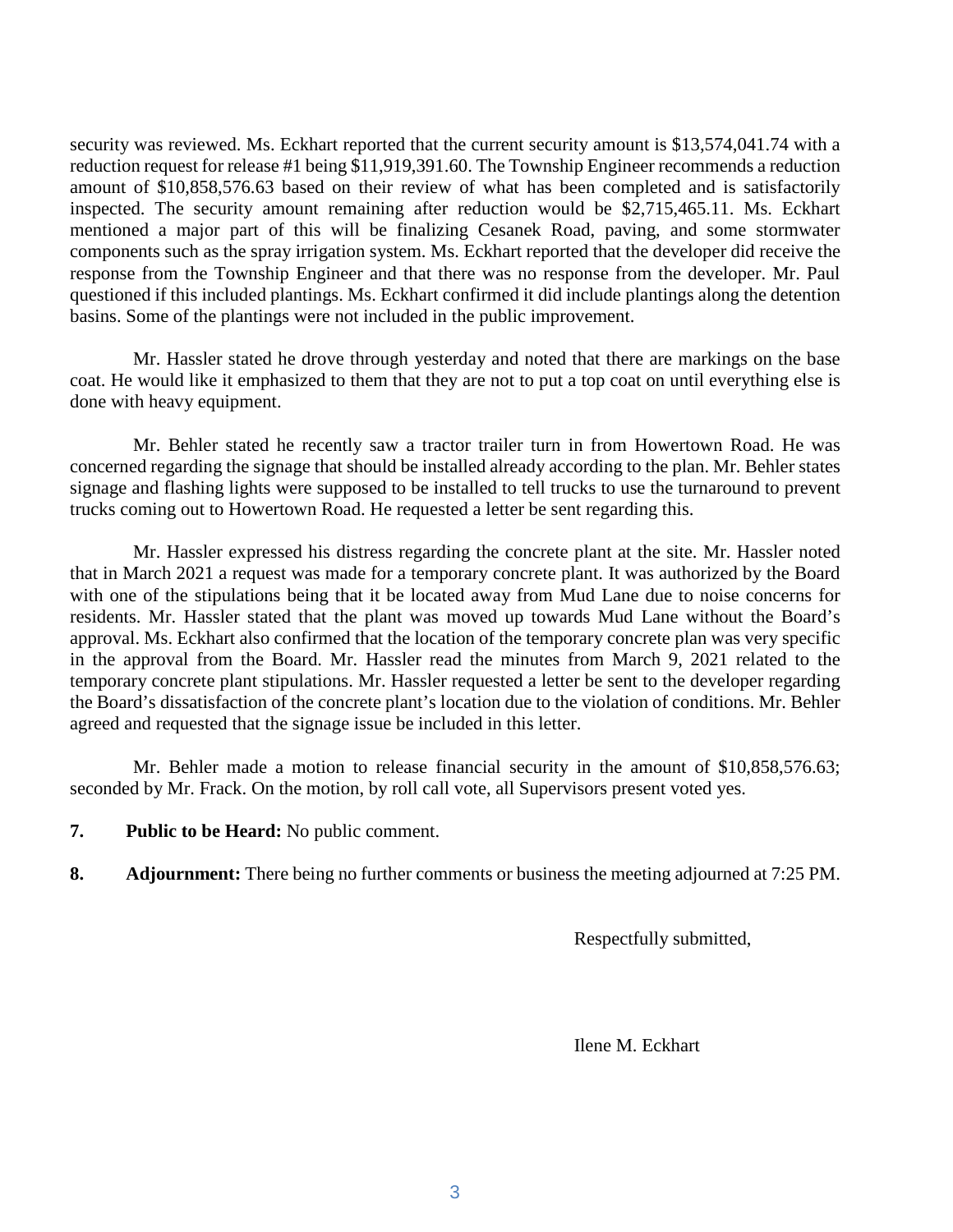security was reviewed. Ms. Eckhart reported that the current security amount is $13,574,041.74 with a reduction request for release #1 being $11,919,391.60. The Township Engineer recommends a reduction amount of $10,858,576.63 based on their review of what has been completed and is satisfactorily inspected. The security amount remaining after reduction would be $2,715,465.11. Ms. Eckhart mentioned a major part of this will be finalizing Cesanek Road, paving, and some stormwater components such as the spray irrigation system. Ms. Eckhart reported that the developer did receive the response from the Township Engineer and that there was no response from the developer. Mr. Paul questioned if this included plantings. Ms. Eckhart confirmed it did include plantings along the detention basins. Some of the plantings were not included in the public improvement.

Mr. Hassler stated he drove through yesterday and noted that there are markings on the base coat. He would like it emphasized to them that they are not to put a top coat on until everything else is done with heavy equipment.

Mr. Behler stated he recently saw a tractor trailer turn in from Howertown Road. He was concerned regarding the signage that should be installed already according to the plan. Mr. Behler states signage and flashing lights were supposed to be installed to tell trucks to use the turnaround to prevent trucks coming out to Howertown Road. He requested a letter be sent regarding this.

Mr. Hassler expressed his distress regarding the concrete plant at the site. Mr. Hassler noted that in March 2021 a request was made for a temporary concrete plant. It was authorized by the Board with one of the stipulations being that it be located away from Mud Lane due to noise concerns for residents. Mr. Hassler stated that the plant was moved up towards Mud Lane without the Board's approval. Ms. Eckhart also confirmed that the location of the temporary concrete plan was very specific in the approval from the Board. Mr. Hassler read the minutes from March 9, 2021 related to the temporary concrete plant stipulations. Mr. Hassler requested a letter be sent to the developer regarding the Board's dissatisfaction of the concrete plant's location due to the violation of conditions. Mr. Behler agreed and requested that the signage issue be included in this letter.

Mr. Behler made a motion to release financial security in the amount of $10,858,576.63; seconded by Mr. Frack. On the motion, by roll call vote, all Supervisors present voted yes.

**7. Public to be Heard:** No public comment.

**8. Adjournment:** There being no further comments or business the meeting adjourned at 7:25 PM.

Respectfully submitted,

Ilene M. Eckhart